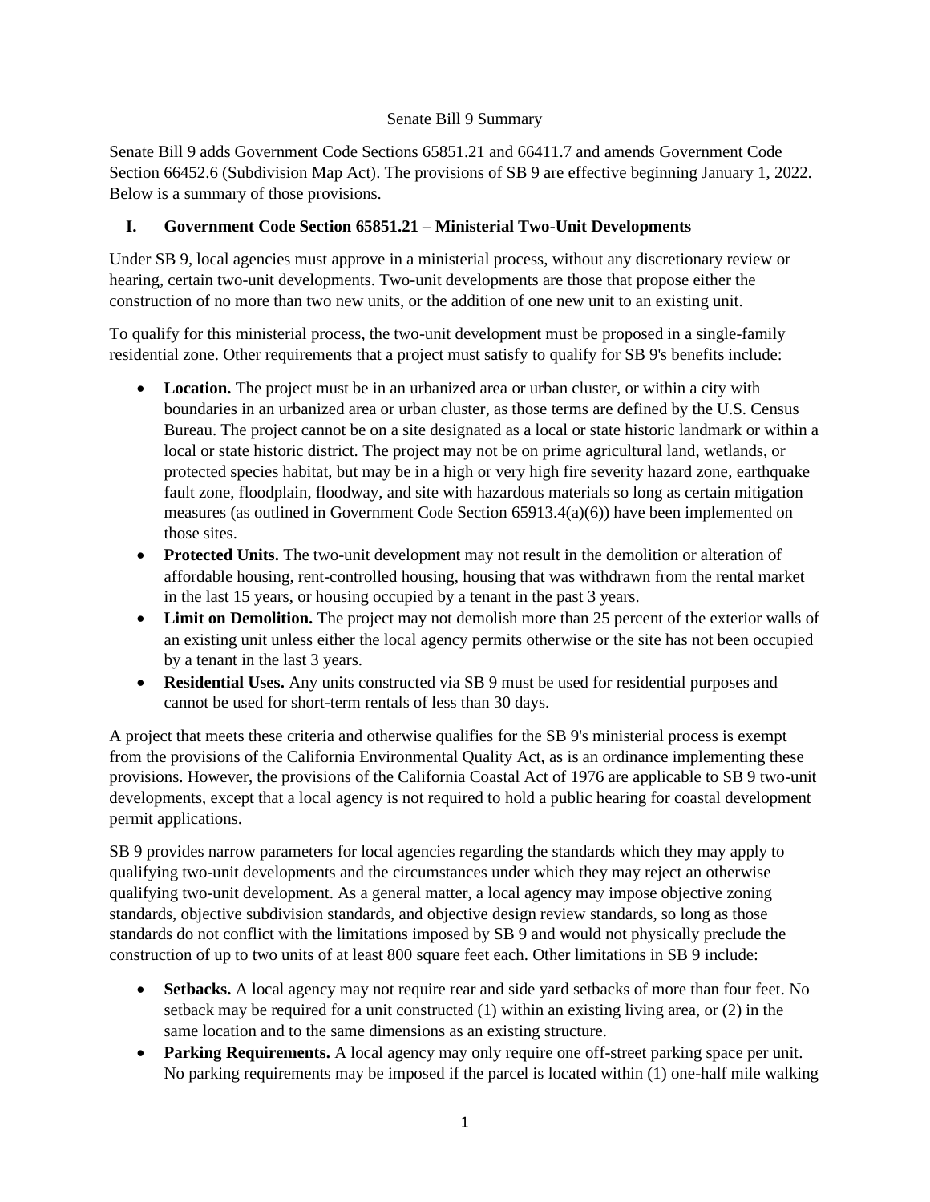Senate Bill 9 Summary

Senate Bill 9 adds Government Code Sections 65851.21 and 66411.7 and amends Government Code Section 66452.6 (Subdivision Map Act). The provisions of SB 9 are effective beginning January 1, 2022. Below is a summary of those provisions.

## I. Government Code Section 65851.21 – Ministerial Two-Unit Developments

Under SB 9, local agencies must approve in a ministerial process, without any discretionary review or hearing, certain two-unit developments. Two-unit developments are those that propose either the construction of no more than two new units, or the addition of one new unit to an existing unit.

To qualify for this ministerial process, the two-unit development must be proposed in a single-family residential zone. Other requirements that a project must satisfy to qualify for SB 9's benefits include:

- **Location.** The project must be in an urbanized area or urban cluster, or within a city with boundaries in an urbanized area or urban cluster, as those terms are defined by the U.S. Census Bureau. The project cannot be on a site designated as a local or state historic landmark or within a local or state historic district. The project may not be on prime agricultural land, wetlands, or protected species habitat, but may be in a high or very high fire severity hazard zone, earthquake fault zone, floodplain, floodway, and site with hazardous materials so long as certain mitigation measures (as outlined in Government Code Section 65913.4(a)(6)) have been implemented on those sites.
- **Protected Units.** The two-unit development may not result in the demolition or alteration of affordable housing, rent-controlled housing, housing that was withdrawn from the rental market in the last 15 years, or housing occupied by a tenant in the past 3 years.
- **Limit on Demolition.** The project may not demolish more than 25 percent of the exterior walls of an existing unit unless either the local agency permits otherwise or the site has not been occupied by a tenant in the last 3 years.
- **Residential Uses.** Any units constructed via SB 9 must be used for residential purposes and cannot be used for short-term rentals of less than 30 days.

A project that meets these criteria and otherwise qualifies for the SB 9's ministerial process is exempt from the provisions of the California Environmental Quality Act, as is an ordinance implementing these provisions. However, the provisions of the California Coastal Act of 1976 are applicable to SB 9 two-unit developments, except that a local agency is not required to hold a public hearing for coastal development permit applications.

SB 9 provides narrow parameters for local agencies regarding the standards which they may apply to qualifying two-unit developments and the circumstances under which they may reject an otherwise qualifying two-unit development. As a general matter, a local agency may impose objective zoning standards, objective subdivision standards, and objective design review standards, so long as those standards do not conflict with the limitations imposed by SB 9 and would not physically preclude the construction of up to two units of at least 800 square feet each. Other limitations in SB 9 include:

- **Setbacks.** A local agency may not require rear and side yard setbacks of more than four feet. No setback may be required for a unit constructed (1) within an existing living area, or (2) in the same location and to the same dimensions as an existing structure.
- **Parking Requirements.** A local agency may only require one off-street parking space per unit. No parking requirements may be imposed if the parcel is located within (1) one-half mile walking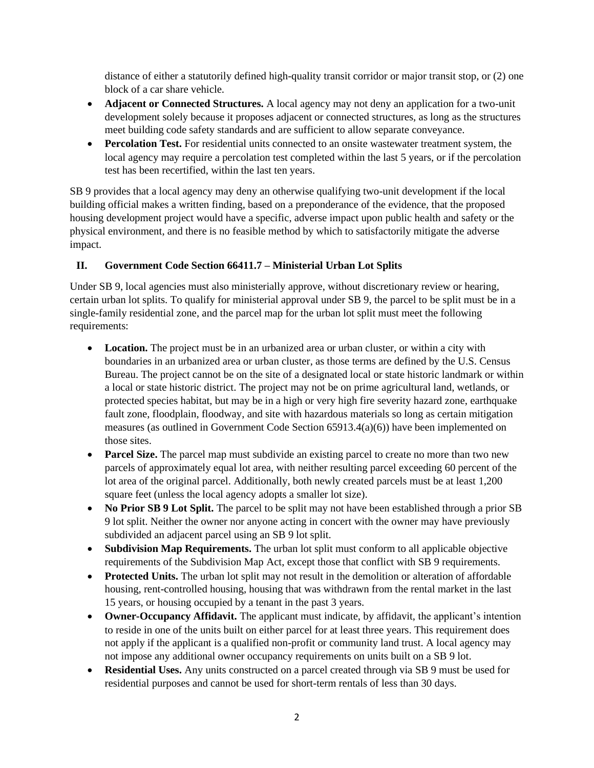distance of either a statutorily defined high-quality transit corridor or major transit stop, or (2) one block of a car share vehicle.

- **Adjacent or Connected Structures.** A local agency may not deny an application for a two-unit development solely because it proposes adjacent or connected structures, as long as the structures meet building code safety standards and are sufficient to allow separate conveyance.
- **Percolation Test.** For residential units connected to an onsite wastewater treatment system, the local agency may require a percolation test completed within the last 5 years, or if the percolation test has been recertified, within the last ten years.

SB 9 provides that a local agency may deny an otherwise qualifying two-unit development if the local building official makes a written finding, based on a preponderance of the evidence, that the proposed housing development project would have a specific, adverse impact upon public health and safety or the physical environment, and there is no feasible method by which to satisfactorily mitigate the adverse impact.

## II. Government Code Section 66411.7 – Ministerial Urban Lot Splits

Under SB 9, local agencies must also ministerially approve, without discretionary review or hearing, certain urban lot splits. To qualify for ministerial approval under SB 9, the parcel to be split must be in a single-family residential zone, and the parcel map for the urban lot split must meet the following requirements:

- **Location.** The project must be in an urbanized area or urban cluster, or within a city with boundaries in an urbanized area or urban cluster, as those terms are defined by the U.S. Census Bureau. The project cannot be on the site of a designated local or state historic landmark or within a local or state historic district. The project may not be on prime agricultural land, wetlands, or protected species habitat, but may be in a high or very high fire severity hazard zone, earthquake fault zone, floodplain, floodway, and site with hazardous materials so long as certain mitigation measures (as outlined in Government Code Section 65913.4(a)(6)) have been implemented on those sites.
- **Parcel Size.** The parcel map must subdivide an existing parcel to create no more than two new parcels of approximately equal lot area, with neither resulting parcel exceeding 60 percent of the lot area of the original parcel. Additionally, both newly created parcels must be at least 1,200 square feet (unless the local agency adopts a smaller lot size).
- **No Prior SB 9 Lot Split.** The parcel to be split may not have been established through a prior SB 9 lot split. Neither the owner nor anyone acting in concert with the owner may have previously subdivided an adjacent parcel using an SB 9 lot split.
- **Subdivision Map Requirements.** The urban lot split must conform to all applicable objective requirements of the Subdivision Map Act, except those that conflict with SB 9 requirements.
- **Protected Units.** The urban lot split may not result in the demolition or alteration of affordable housing, rent-controlled housing, housing that was withdrawn from the rental market in the last 15 years, or housing occupied by a tenant in the past 3 years.
- **Owner-Occupancy Affidavit.** The applicant must indicate, by affidavit, the applicant's intention to reside in one of the units built on either parcel for at least three years. This requirement does not apply if the applicant is a qualified non-profit or community land trust. A local agency may not impose any additional owner occupancy requirements on units built on a SB 9 lot.
- **Residential Uses.** Any units constructed on a parcel created through via SB 9 must be used for residential purposes and cannot be used for short-term rentals of less than 30 days.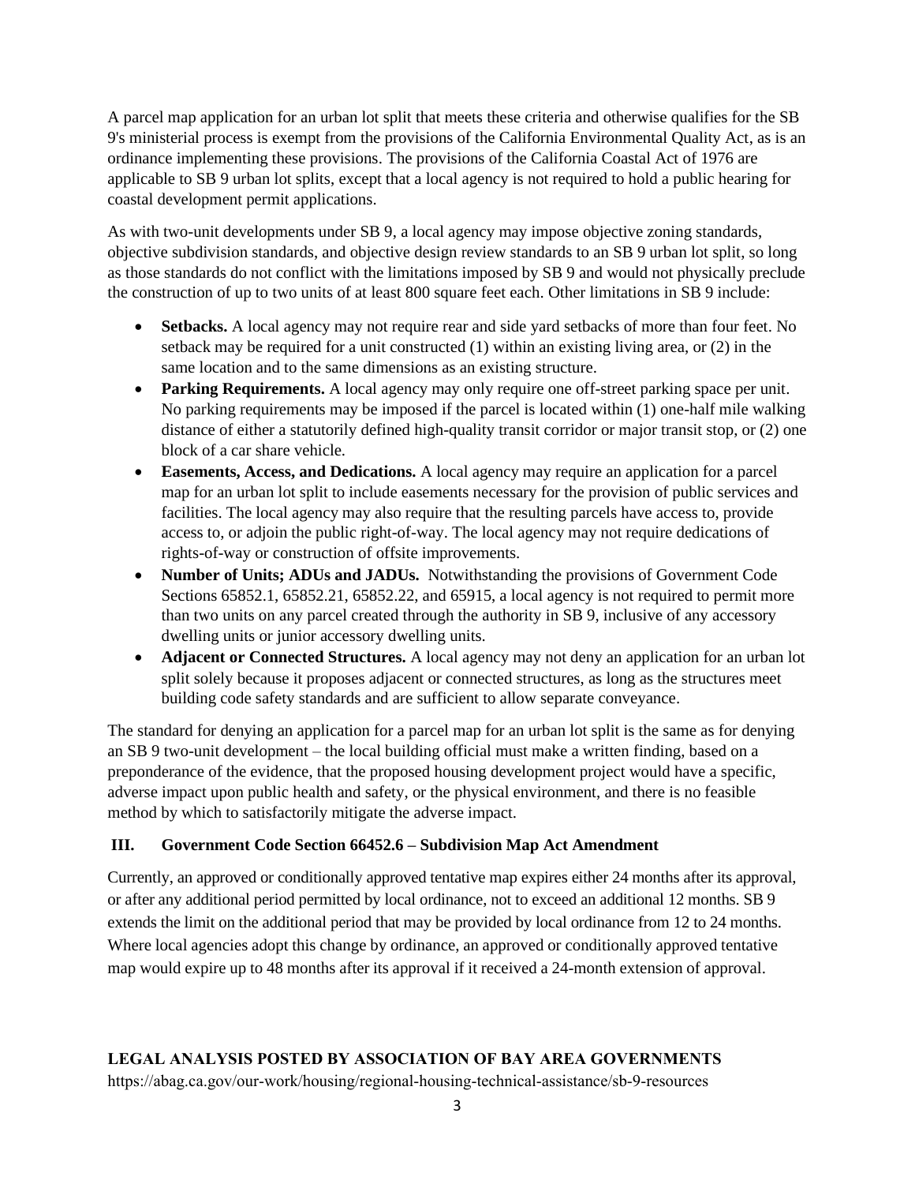A parcel map application for an urban lot split that meets these criteria and otherwise qualifies for the SB 9's ministerial process is exempt from the provisions of the California Environmental Quality Act, as is an ordinance implementing these provisions. The provisions of the California Coastal Act of 1976 are applicable to SB 9 urban lot splits, except that a local agency is not required to hold a public hearing for coastal development permit applications.

As with two-unit developments under SB 9, a local agency may impose objective zoning standards, objective subdivision standards, and objective design review standards to an SB 9 urban lot split, so long as those standards do not conflict with the limitations imposed by SB 9 and would not physically preclude the construction of up to two units of at least 800 square feet each. Other limitations in SB 9 include:

- **Setbacks.** A local agency may not require rear and side yard setbacks of more than four feet. No setback may be required for a unit constructed (1) within an existing living area, or (2) in the same location and to the same dimensions as an existing structure.
- **Parking Requirements.** A local agency may only require one off-street parking space per unit. No parking requirements may be imposed if the parcel is located within (1) one-half mile walking distance of either a statutorily defined high-quality transit corridor or major transit stop, or (2) one block of a car share vehicle.
- **Easements, Access, and Dedications.** A local agency may require an application for a parcel map for an urban lot split to include easements necessary for the provision of public services and facilities. The local agency may also require that the resulting parcels have access to, provide access to, or adjoin the public right-of-way. The local agency may not require dedications of rights-of-way or construction of offsite improvements.
- **Number of Units; ADUs and JADUs.** Notwithstanding the provisions of Government Code Sections 65852.1, 65852.21, 65852.22, and 65915, a local agency is not required to permit more than two units on any parcel created through the authority in SB 9, inclusive of any accessory dwelling units or junior accessory dwelling units.
- **Adjacent or Connected Structures.** A local agency may not deny an application for an urban lot split solely because it proposes adjacent or connected structures, as long as the structures meet building code safety standards and are sufficient to allow separate conveyance.

The standard for denying an application for a parcel map for an urban lot split is the same as for denying an SB 9 two-unit development – the local building official must make a written finding, based on a preponderance of the evidence, that the proposed housing development project would have a specific, adverse impact upon public health and safety, or the physical environment, and there is no feasible method by which to satisfactorily mitigate the adverse impact.

## III. Government Code Section 66452.6 – Subdivision Map Act Amendment

Currently, an approved or conditionally approved tentative map expires either 24 months after its approval, or after any additional period permitted by local ordinance, not to exceed an additional 12 months. SB 9 extends the limit on the additional period that may be provided by local ordinance from 12 to 24 months. Where local agencies adopt this change by ordinance, an approved or conditionally approved tentative map would expire up to 48 months after its approval if it received a 24-month extension of approval.

**LEGAL ANALYSIS POSTED BY ASSOCIATION OF BAY AREA GOVERNMENTS**
https://abag.ca.gov/our-work/housing/regional-housing-technical-assistance/sb-9-resources